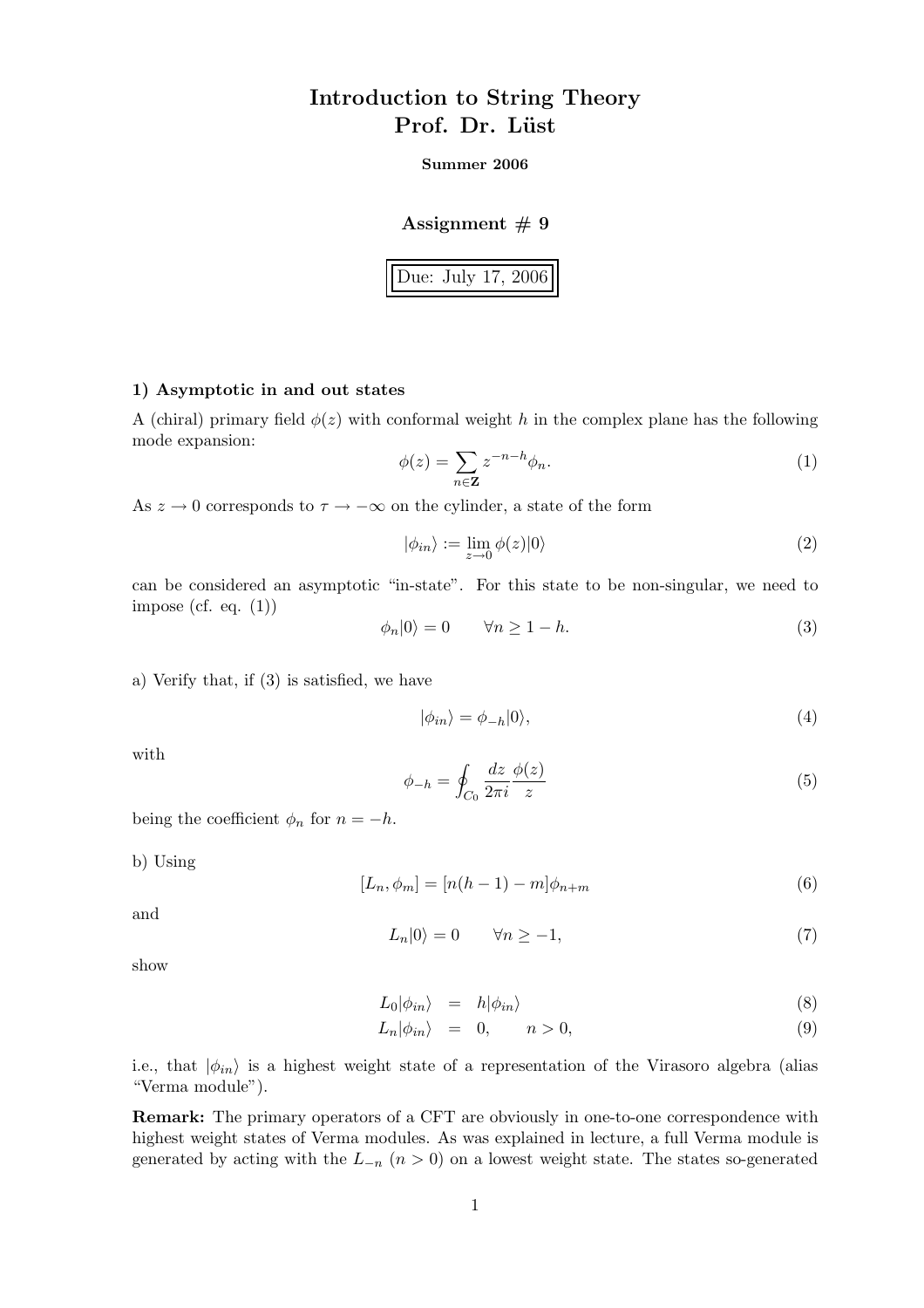# Introduction to String Theory
# Prof. Dr. Lüst

**Summer 2006**

### Assignment # 9

Due: July 17, 2006

#### 1) Asymptotic in and out states

A (chiral) primary field $\phi(z)$ with conformal weight $h$ in the complex plane has the following mode expansion:

$$\phi(z) = \sum_{n \in \mathbf{Z}} z^{-n-h} \phi_n. \tag{1}$$

As $z \to 0$ corresponds to $\tau \to -\infty$ on the cylinder, a state of the form

$$|\phi_{in}\rangle := \lim_{z \to 0} \phi(z)|0\rangle \tag{2}$$

can be considered an asymptotic "in-state". For this state to be non-singular, we need to impose (cf. eq. (1))

$$\phi_n|0\rangle = 0 \qquad \forall n \geq 1 - h. \tag{3}$$

a) Verify that, if (3) is satisfied, we have

$$|\phi_{in}\rangle = \phi_{-h}|0\rangle, \tag{4}$$

with

$$\phi_{-h} = \oint_{C_0} \frac{dz}{2\pi i} \frac{\phi(z)}{z} \tag{5}$$

being the coefficient $\phi_n$ for $n = -h$.

b) Using

$$[L_n, \phi_m] = [n(h-1) - m]\phi_{n+m} \tag{6}$$

and

$$L_n|0\rangle = 0 \qquad \forall n \geq -1, \tag{7}$$

show

$$L_0|\phi_{in}\rangle = h|\phi_{in}\rangle \tag{8}$$

$$L_n|\phi_{in}\rangle = 0, \qquad n > 0, \tag{9}$$

i.e., that $|\phi_{in}\rangle$ is a highest weight state of a representation of the Virasoro algebra (alias "Verma module").

**Remark:** The primary operators of a CFT are obviously in one-to-one correspondence with highest weight states of Verma modules. As was explained in lecture, a full Verma module is generated by acting with the $L_{-n}$ ($n > 0$) on a lowest weight state. The states so-generated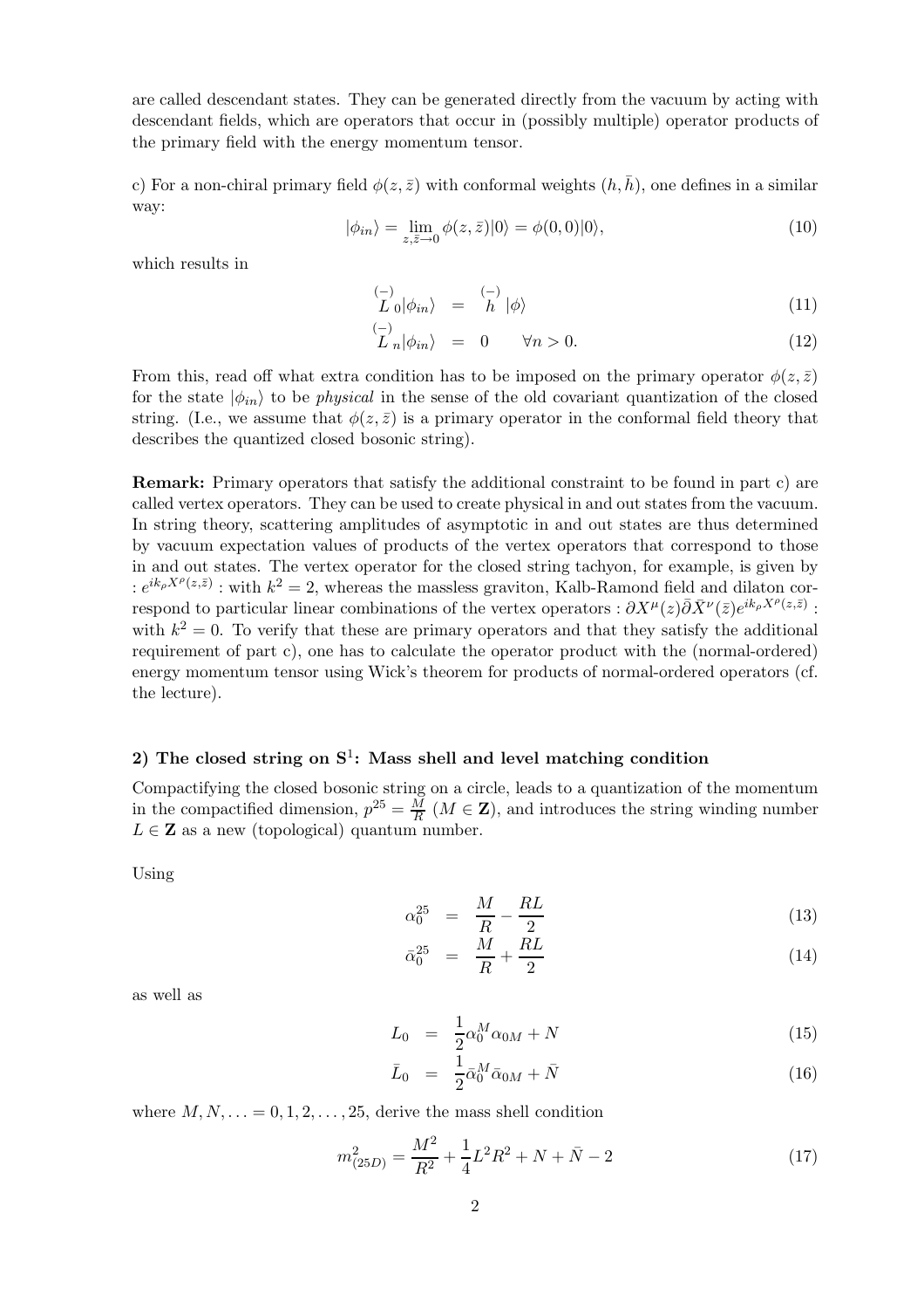are called descendant states. They can be generated directly from the vacuum by acting with descendant fields, which are operators that occur in (possibly multiple) operator products of the primary field with the energy momentum tensor.

c) For a non-chiral primary field $\phi(z, \bar{z})$ with conformal weights $(h, \bar{h})$, one defines in a similar way:

$$|\phi_{in}\rangle = \lim_{z,\bar{z}\to 0} \phi(z, \bar{z})|0\rangle = \phi(0, 0)|0\rangle, \tag{10}$$

which results in

$$\overset{(-)}{L}_0|\phi_{in}\rangle = \overset{(-)}{h}\,|\phi\rangle \tag{11}$$

$$\overset{(-)}{L}_n|\phi_{in}\rangle = 0 \qquad \forall n > 0. \tag{12}$$

From this, read off what extra condition has to be imposed on the primary operator $\phi(z, \bar{z})$ for the state $|\phi_{in}\rangle$ to be *physical* in the sense of the old covariant quantization of the closed string. (I.e., we assume that $\phi(z, \bar{z})$ is a primary operator in the conformal field theory that describes the quantized closed bosonic string).

**Remark:** Primary operators that satisfy the additional constraint to be found in part c) are called vertex operators. They can be used to create physical in and out states from the vacuum. In string theory, scattering amplitudes of asymptotic in and out states are thus determined by vacuum expectation values of products of the vertex operators that correspond to those in and out states. The vertex operator for the closed string tachyon, for example, is given by $: e^{ik_\rho X^\rho(z,\bar{z})} :$ with $k^2 = 2$, whereas the massless graviton, Kalb-Ramond field and dilaton correspond to particular linear combinations of the vertex operators $: \partial X^\mu(z)\bar{\partial}\bar{X}^\nu(\bar{z})e^{ik_\rho X^\rho(z,\bar{z})} :$ with $k^2 = 0$. To verify that these are primary operators and that they satisfy the additional requirement of part c), one has to calculate the operator product with the (normal-ordered) energy momentum tensor using Wick's theorem for products of normal-ordered operators (cf. the lecture).

## 2) The closed string on $S^1$: Mass shell and level matching condition

Compactifying the closed bosonic string on a circle, leads to a quantization of the momentum in the compactified dimension, $p^{25} = \frac{M}{R}$ ($M \in \mathbf{Z}$), and introduces the string winding number $L \in \mathbf{Z}$ as a new (topological) quantum number.

Using

$$\alpha_0^{25} = \frac{M}{R} - \frac{RL}{2} \tag{13}$$

$$\bar{\alpha}_0^{25} = \frac{M}{R} + \frac{RL}{2} \tag{14}$$

as well as

$$L_0 = \frac{1}{2}\alpha_0^M \alpha_{0M} + N \tag{15}$$

$$\bar{L}_0 = \frac{1}{2}\bar{\alpha}_0^M \bar{\alpha}_{0M} + \bar{N} \tag{16}$$

where $M, N, \ldots = 0, 1, 2, \ldots, 25$, derive the mass shell condition

$$m^2_{(25D)} = \frac{M^2}{R^2} + \frac{1}{4}L^2R^2 + N + \bar{N} - 2 \tag{17}$$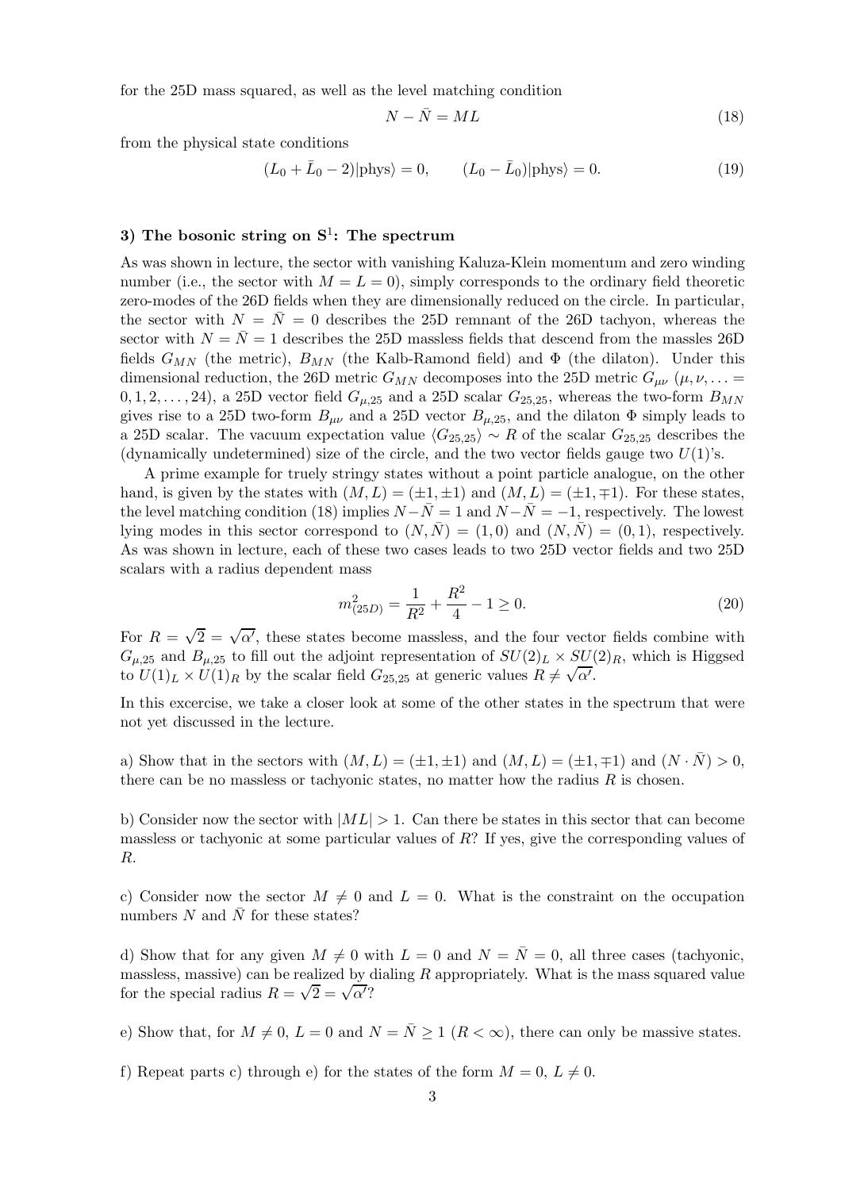for the 25D mass squared, as well as the level matching condition

$$N - \bar{N} = ML \tag{18}$$

from the physical state conditions

$$(L_0 + \bar{L}_0 - 2)|\text{phys}\rangle = 0, \qquad (L_0 - \bar{L}_0)|\text{phys}\rangle = 0. \tag{19}$$

### 3) The bosonic string on $\mathbf{S}^1$: The spectrum

As was shown in lecture, the sector with vanishing Kaluza-Klein momentum and zero winding number (i.e., the sector with $M = L = 0$), simply corresponds to the ordinary field theoretic zero-modes of the 26D fields when they are dimensionally reduced on the circle. In particular, the sector with $N = \bar{N} = 0$ describes the 25D remnant of the 26D tachyon, whereas the sector with $N = \bar{N} = 1$ describes the 25D massless fields that descend from the massles 26D fields $G_{MN}$ (the metric), $B_{MN}$ (the Kalb-Ramond field) and $\Phi$ (the dilaton). Under this dimensional reduction, the 26D metric $G_{MN}$ decomposes into the 25D metric $G_{\mu\nu}$ ($\mu, \nu, \ldots = 0, 1, 2, \ldots, 24$), a 25D vector field $G_{\mu,25}$ and a 25D scalar $G_{25,25}$, whereas the two-form $B_{MN}$ gives rise to a 25D two-form $B_{\mu\nu}$ and a 25D vector $B_{\mu,25}$, and the dilaton $\Phi$ simply leads to a 25D scalar. The vacuum expectation value $\langle G_{25,25}\rangle \sim R$ of the scalar $G_{25,25}$ describes the (dynamically undetermined) size of the circle, and the two vector fields gauge two $U(1)$'s.

A prime example for truely stringy states without a point particle analogue, on the other hand, is given by the states with $(M, L) = (\pm 1, \pm 1)$ and $(M, L) = (\pm 1, \mp 1)$. For these states, the level matching condition (18) implies $N - \bar{N} = 1$ and $N - \bar{N} = -1$, respectively. The lowest lying modes in this sector correspond to $(N, \bar{N}) = (1, 0)$ and $(N, \bar{N}) = (0, 1)$, respectively. As was shown in lecture, each of these two cases leads to two 25D vector fields and two 25D scalars with a radius dependent mass

$$m^2_{(25D)} = \frac{1}{R^2} + \frac{R^2}{4} - 1 \geq 0. \tag{20}$$

For $R = \sqrt{2} = \sqrt{\alpha'}$, these states become massless, and the four vector fields combine with $G_{\mu,25}$ and $B_{\mu,25}$ to fill out the adjoint representation of $SU(2)_L \times SU(2)_R$, which is Higgsed to $U(1)_L \times U(1)_R$ by the scalar field $G_{25,25}$ at generic values $R \neq \sqrt{\alpha'}$.

In this excercise, we take a closer look at some of the other states in the spectrum that were not yet discussed in the lecture.

a) Show that in the sectors with $(M, L) = (\pm 1, \pm 1)$ and $(M, L) = (\pm 1, \mp 1)$ and $(N \cdot \bar{N}) > 0$, there can be no massless or tachyonic states, no matter how the radius $R$ is chosen.

b) Consider now the sector with $|ML| > 1$. Can there be states in this sector that can become massless or tachyonic at some particular values of $R$? If yes, give the corresponding values of $R$.

c) Consider now the sector $M \neq 0$ and $L = 0$. What is the constraint on the occupation numbers $N$ and $\bar{N}$ for these states?

d) Show that for any given $M \neq 0$ with $L = 0$ and $N = \bar{N} = 0$, all three cases (tachyonic, massless, massive) can be realized by dialing $R$ appropriately. What is the mass squared value for the special radius $R = \sqrt{2} = \sqrt{\alpha'}$?

e) Show that, for $M \neq 0$, $L = 0$ and $N = \bar{N} \geq 1$ ($R < \infty$), there can only be massive states.

f) Repeat parts c) through e) for the states of the form $M = 0$, $L \neq 0$.